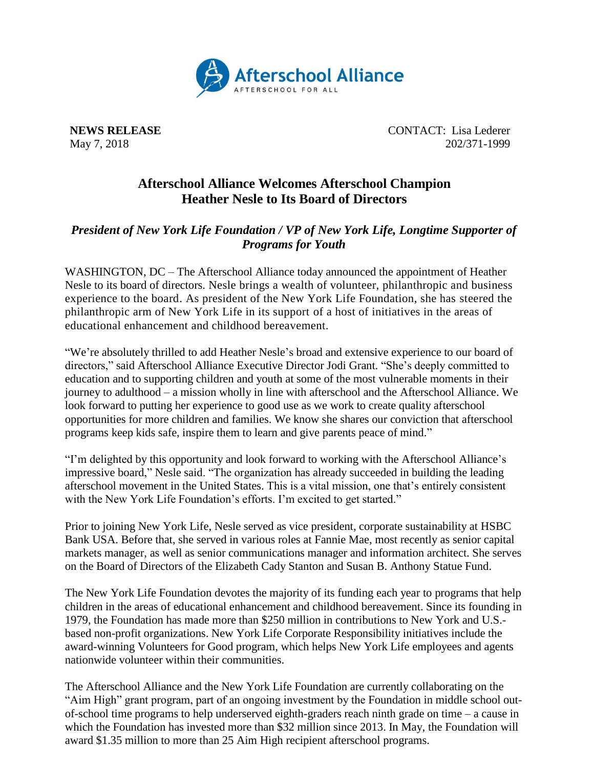Afterschool Alliance

AFTERSCHOOL FOR ALL

**NEWS RELEASE**
May 7, 2018

CONTACT: Lisa Lederer
202/371-1999

# Afterschool Alliance Welcomes Afterschool Champion Heather Nesle to Its Board of Directors

## *President of New York Life Foundation / VP of New York Life, Longtime Supporter of Programs for Youth*

WASHINGTON, DC – The Afterschool Alliance today announced the appointment of Heather Nesle to its board of directors. Nesle brings a wealth of volunteer, philanthropic and business experience to the board. As president of the New York Life Foundation, she has steered the philanthropic arm of New York Life in its support of a host of initiatives in the areas of educational enhancement and childhood bereavement.

"We're absolutely thrilled to add Heather Nesle's broad and extensive experience to our board of directors," said Afterschool Alliance Executive Director Jodi Grant. "She's deeply committed to education and to supporting children and youth at some of the most vulnerable moments in their journey to adulthood – a mission wholly in line with afterschool and the Afterschool Alliance. We look forward to putting her experience to good use as we work to create quality afterschool opportunities for more children and families. We know she shares our conviction that afterschool programs keep kids safe, inspire them to learn and give parents peace of mind."

"I'm delighted by this opportunity and look forward to working with the Afterschool Alliance's impressive board," Nesle said. "The organization has already succeeded in building the leading afterschool movement in the United States. This is a vital mission, one that's entirely consistent with the New York Life Foundation's efforts. I'm excited to get started."

Prior to joining New York Life, Nesle served as vice president, corporate sustainability at HSBC Bank USA. Before that, she served in various roles at Fannie Mae, most recently as senior capital markets manager, as well as senior communications manager and information architect. She serves on the Board of Directors of the Elizabeth Cady Stanton and Susan B. Anthony Statue Fund.

The New York Life Foundation devotes the majority of its funding each year to programs that help children in the areas of educational enhancement and childhood bereavement. Since its founding in 1979, the Foundation has made more than $250 million in contributions to New York and U.S.-based non-profit organizations. New York Life Corporate Responsibility initiatives include the award-winning Volunteers for Good program, which helps New York Life employees and agents nationwide volunteer within their communities.

The Afterschool Alliance and the New York Life Foundation are currently collaborating on the "Aim High" grant program, part of an ongoing investment by the Foundation in middle school out-of-school time programs to help underserved eighth-graders reach ninth grade on time – a cause in which the Foundation has invested more than $32 million since 2013. In May, the Foundation will award $1.35 million to more than 25 Aim High recipient afterschool programs.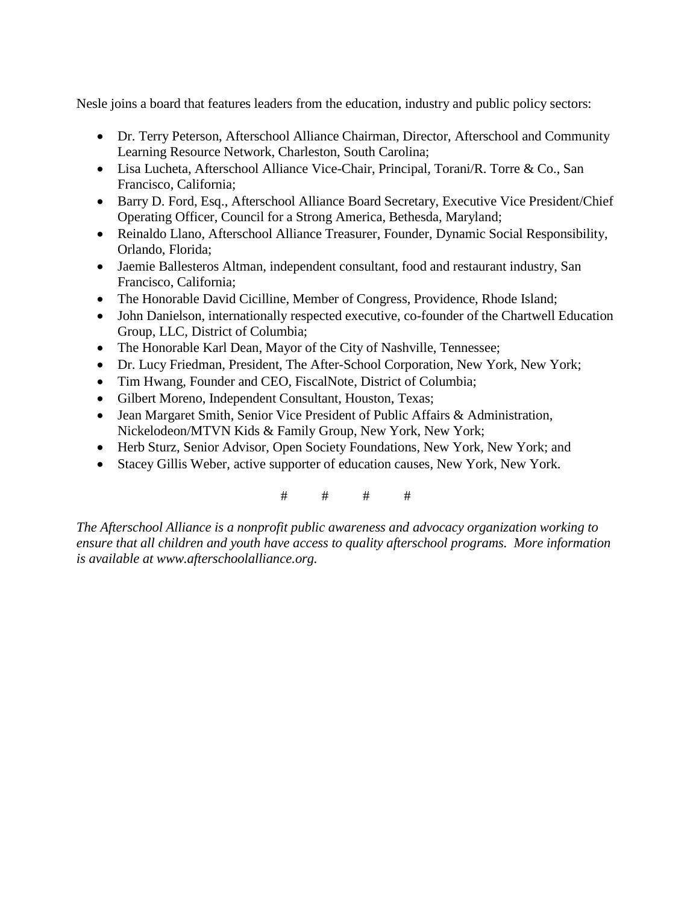Nesle joins a board that features leaders from the education, industry and public policy sectors:

- Dr. Terry Peterson, Afterschool Alliance Chairman, Director, Afterschool and Community Learning Resource Network, Charleston, South Carolina;
- Lisa Lucheta, Afterschool Alliance Vice-Chair, Principal, Torani/R. Torre & Co., San Francisco, California;
- Barry D. Ford, Esq., Afterschool Alliance Board Secretary, Executive Vice President/Chief Operating Officer, Council for a Strong America, Bethesda, Maryland;
- Reinaldo Llano, Afterschool Alliance Treasurer, Founder, Dynamic Social Responsibility, Orlando, Florida;
- Jaemie Ballesteros Altman, independent consultant, food and restaurant industry, San Francisco, California;
- The Honorable David Cicilline, Member of Congress, Providence, Rhode Island;
- John Danielson, internationally respected executive, co-founder of the Chartwell Education Group, LLC, District of Columbia;
- The Honorable Karl Dean, Mayor of the City of Nashville, Tennessee;
- Dr. Lucy Friedman, President, The After-School Corporation, New York, New York;
- Tim Hwang, Founder and CEO, FiscalNote, District of Columbia;
- Gilbert Moreno, Independent Consultant, Houston, Texas;
- Jean Margaret Smith, Senior Vice President of Public Affairs & Administration, Nickelodeon/MTVN Kids & Family Group, New York, New York;
- Herb Sturz, Senior Advisor, Open Society Foundations, New York, New York; and
- Stacey Gillis Weber, active supporter of education causes, New York, New York.

# # # #

*The Afterschool Alliance is a nonprofit public awareness and advocacy organization working to ensure that all children and youth have access to quality afterschool programs. More information is available at www.afterschoolalliance.org.*